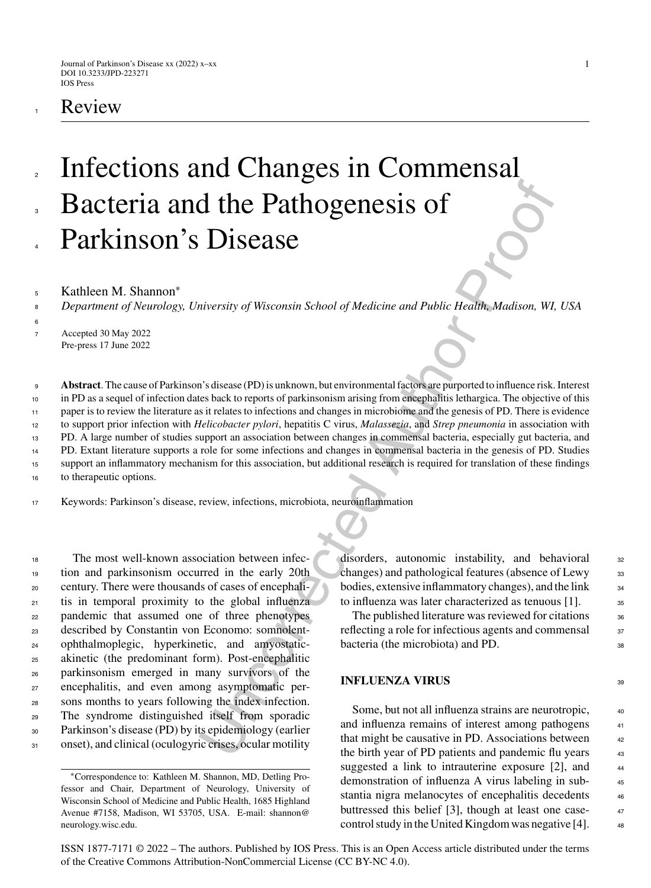Review

# Infections and Changes in Commensal Bacteria and the Pathogenesis of Parkinson's Disease

Kathleen M. Shannon*

*Department of Neurology, University of Wisconsin School of Medicine and Public Health, Madison, WI, USA*

Accepted 30 May 2022
Pre-press 17 June 2022

**Abstract**. The cause of Parkinson's disease (PD) is unknown, but environmental factors are purported to influence risk. Interest in PD as a sequel of infection dates back to reports of parkinsonism arising from encephalitis lethargica. The objective of this paper is to review the literature as it relates to infections and changes in microbiome and the genesis of PD. There is evidence to support prior infection with *Helicobacter pylori*, hepatitis C virus, *Malassezia*, and *Strep pneumonia* in association with PD. A large number of studies support an association between changes in commensal bacteria, especially gut bacteria, and PD. Extant literature supports a role for some infections and changes in commensal bacteria in the genesis of PD. Studies support an inflammatory mechanism for this association, but additional research is required for translation of these findings to therapeutic options.

Keywords: Parkinson's disease, review, infections, microbiota, neuroinflammation

The most well-known association between infection and parkinsonism occurred in the early 20th century. There were thousands of cases of encephalitis in temporal proximity to the global influenza pandemic that assumed one of three phenotypes described by Constantin von Economo: somnolent-ophthalmoplegic, hyperkinetic, and amyostatic-akinetic (the predominant form). Post-encephalitic parkinsonism emerged in many survivors of the encephalitis, and even among asymptomatic persons months to years following the index infection. The syndrome distinguished itself from sporadic Parkinson's disease (PD) by its epidemiology (earlier onset), and clinical (oculogyric crises, ocular motility disorders, autonomic instability, and behavioral changes) and pathological features (absence of Lewy bodies, extensive inflammatory changes), and the link to influenza was later characterized as tenuous [1].

The published literature was reviewed for citations reflecting a role for infectious agents and commensal bacteria (the microbiota) and PD.

## INFLUENZA VIRUS

Some, but not all influenza strains are neurotropic, and influenza remains of interest among pathogens that might be causative in PD. Associations between the birth year of PD patients and pandemic flu years suggested a link to intrauterine exposure [2], and demonstration of influenza A virus labeling in substantia nigra melanocytes of encephalitis decedents buttressed this belief [3], though at least one case-control study in the United Kingdom was negative [4].

*Correspondence to: Kathleen M. Shannon, MD, Detling Professor and Chair, Department of Neurology, University of Wisconsin School of Medicine and Public Health, 1685 Highland Avenue #7158, Madison, WI 53705, USA. E-mail: shannon@neurology.wisc.edu.

ISSN 1877-7171 © 2022 – The authors. Published by IOS Press. This is an Open Access article distributed under the terms of the Creative Commons Attribution-NonCommercial License (CC BY-NC 4.0).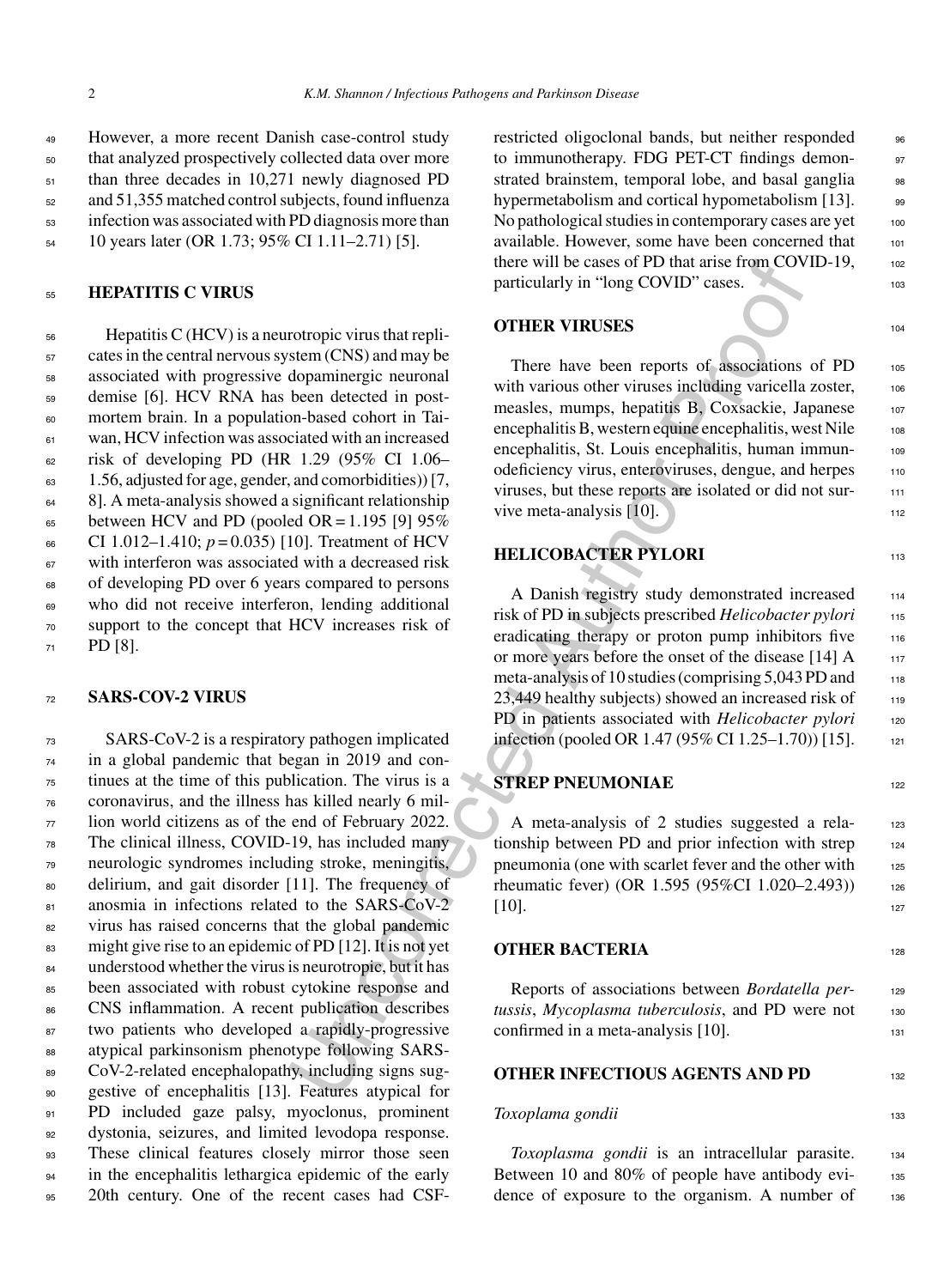However, a more recent Danish case-control study that analyzed prospectively collected data over more than three decades in 10,271 newly diagnosed PD and 51,355 matched control subjects, found influenza infection was associated with PD diagnosis more than 10 years later (OR 1.73; 95% CI 1.11–2.71) [5].

## HEPATITIS C VIRUS

Hepatitis C (HCV) is a neurotropic virus that replicates in the central nervous system (CNS) and may be associated with progressive dopaminergic neuronal demise [6]. HCV RNA has been detected in postmortem brain. In a population-based cohort in Taiwan, HCV infection was associated with an increased risk of developing PD (HR 1.29 (95% CI 1.06–1.56, adjusted for age, gender, and comorbidities)) [7, 8]. A meta-analysis showed a significant relationship between HCV and PD (pooled OR = 1.195 [9] 95% CI 1.012–1.410; $p = 0.035$) [10]. Treatment of HCV with interferon was associated with a decreased risk of developing PD over 6 years compared to persons who did not receive interferon, lending additional support to the concept that HCV increases risk of PD [8].

## SARS-COV-2 VIRUS

SARS-CoV-2 is a respiratory pathogen implicated in a global pandemic that began in 2019 and continues at the time of this publication. The virus is a coronavirus, and the illness has killed nearly 6 million world citizens as of the end of February 2022. The clinical illness, COVID-19, has included many neurologic syndromes including stroke, meningitis, delirium, and gait disorder [11]. The frequency of anosmia in infections related to the SARS-CoV-2 virus has raised concerns that the global pandemic might give rise to an epidemic of PD [12]. It is not yet understood whether the virus is neurotropic, but it has been associated with robust cytokine response and CNS inflammation. A recent publication describes two patients who developed a rapidly-progressive atypical parkinsonism phenotype following SARS-CoV-2-related encephalopathy, including signs suggestive of encephalitis [13]. Features atypical for PD included gaze palsy, myoclonus, prominent dystonia, seizures, and limited levodopa response. These clinical features closely mirror those seen in the encephalitis lethargica epidemic of the early 20th century. One of the recent cases had CSF-restricted oligoclonal bands, but neither responded to immunotherapy. FDG PET-CT findings demonstrated brainstem, temporal lobe, and basal ganglia hypermetabolism and cortical hypometabolism [13]. No pathological studies in contemporary cases are yet available. However, some have been concerned that there will be cases of PD that arise from COVID-19, particularly in "long COVID" cases.

## OTHER VIRUSES

There have been reports of associations of PD with various other viruses including varicella zoster, measles, mumps, hepatitis B, Coxsackie, Japanese encephalitis B, western equine encephalitis, west Nile encephalitis, St. Louis encephalitis, human immunodeficiency virus, enteroviruses, dengue, and herpes viruses, but these reports are isolated or did not survive meta-analysis [10].

## HELICOBACTER PYLORI

A Danish registry study demonstrated increased risk of PD in subjects prescribed *Helicobacter pylori* eradicating therapy or proton pump inhibitors five or more years before the onset of the disease [14] A meta-analysis of 10 studies (comprising 5,043 PD and 23,449 healthy subjects) showed an increased risk of PD in patients associated with *Helicobacter pylori* infection (pooled OR 1.47 (95% CI 1.25–1.70)) [15].

## STREP PNEUMONIAE

A meta-analysis of 2 studies suggested a relationship between PD and prior infection with strep pneumonia (one with scarlet fever and the other with rheumatic fever) (OR 1.595 (95%CI 1.020–2.493)) [10].

## OTHER BACTERIA

Reports of associations between *Bordatella pertussis*, *Mycoplasma tuberculosis*, and PD were not confirmed in a meta-analysis [10].

## OTHER INFECTIOUS AGENTS AND PD

### *Toxoplama gondii*

*Toxoplasma gondii* is an intracellular parasite. Between 10 and 80% of people have antibody evidence of exposure to the organism. A number of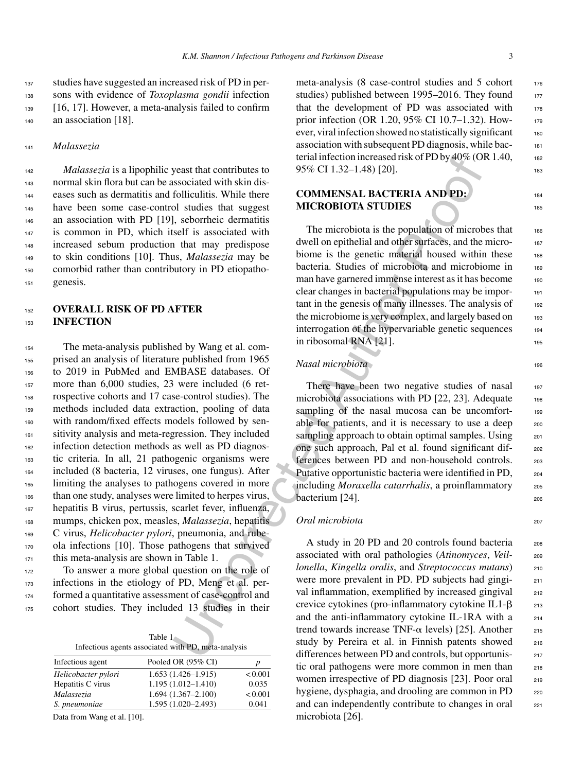studies have suggested an increased risk of PD in persons with evidence of *Toxoplasma gondii* infection [16, 17]. However, a meta-analysis failed to confirm an association [18].

### *Malassezia*

*Malassezia* is a lipophilic yeast that contributes to normal skin flora but can be associated with skin diseases such as dermatitis and folliculitis. While there have been some case-control studies that suggest an association with PD [19], seborrheic dermatitis is common in PD, which itself is associated with increased sebum production that may predispose to skin conditions [10]. Thus, *Malassezia* may be comorbid rather than contributory in PD etiopathogenesis.

## OVERALL RISK OF PD AFTER INFECTION

The meta-analysis published by Wang et al. comprised an analysis of literature published from 1965 to 2019 in PubMed and EMBASE databases. Of more than 6,000 studies, 23 were included (6 retrospective cohorts and 17 case-control studies). The methods included data extraction, pooling of data with random/fixed effects models followed by sensitivity analysis and meta-regression. They included infection detection methods as well as PD diagnostic criteria. In all, 21 pathogenic organisms were included (8 bacteria, 12 viruses, one fungus). After limiting the analyses to pathogens covered in more than one study, analyses were limited to herpes virus, hepatitis B virus, pertussis, scarlet fever, influenza, mumps, chicken pox, measles, *Malassezia*, hepatitis C virus, *Helicobacter pylori*, pneumonia, and rubeola infections [10]. Those pathogens that survived this meta-analysis are shown in Table 1.

To answer a more global question on the role of infections in the etiology of PD, Meng et al. performed a quantitative assessment of case-control and cohort studies. They included 13 studies in their meta-analysis (8 case-control studies and 5 cohort studies) published between 1995–2016. They found that the development of PD was associated with prior infection (OR 1.20, 95% CI 10.7–1.32). However, viral infection showed no statistically significant association with subsequent PD diagnosis, while bacterial infection increased risk of PD by 40% (OR 1.40, 95% CI 1.32–1.48) [20].

Table 1
Infectious agents associated with PD, meta-analysis

| Infectious agent | Pooled OR (95% CI) | *p* |
|---|---|---|
| *Helicobacter pylori* | 1.653 (1.426–1.915) | < 0.001 |
| Hepatitis C virus | 1.195 (1.012–1.410) | 0.035 |
| *Malassezia* | 1.694 (1.367–2.100) | < 0.001 |
| *S. pneumoniae* | 1.595 (1.020–2.493) | 0.041 |

Data from Wang et al. [10].

## COMMENSAL BACTERIA AND PD: MICROBIOTA STUDIES

The microbiota is the population of microbes that dwell on epithelial and other surfaces, and the microbiome is the genetic material housed within these bacteria. Studies of microbiota and microbiome in man have garnered immense interest as it has become clear changes in bacterial populations may be important in the genesis of many illnesses. The analysis of the microbiome is very complex, and largely based on interrogation of the hypervariable genetic sequences in ribosomal RNA [21].

### *Nasal microbiota*

There have been two negative studies of nasal microbiota associations with PD [22, 23]. Adequate sampling of the nasal mucosa can be uncomfortable for patients, and it is necessary to use a deep sampling approach to obtain optimal samples. Using one such approach, Pal et al. found significant differences between PD and non-household controls. Putative opportunistic bacteria were identified in PD, including *Moraxella catarrhalis*, a proinflammatory bacterium [24].

### *Oral microbiota*

A study in 20 PD and 20 controls found bacteria associated with oral pathologies (*Atinomyces*, *Veillonella*, *Kingella oralis*, and *Streptococcus mutans*) were more prevalent in PD. PD subjects had gingival inflammation, exemplified by increased gingival crevice cytokines (pro-inflammatory cytokine IL1-β and the anti-inflammatory cytokine IL-1RA with a trend towards increase TNF-α levels) [25]. Another study by Pereira et al. in Finnish patents showed differences between PD and controls, but opportunistic oral pathogens were more common in men than women irrespective of PD diagnosis [23]. Poor oral hygiene, dysphagia, and drooling are common in PD and can independently contribute to changes in oral microbiota [26].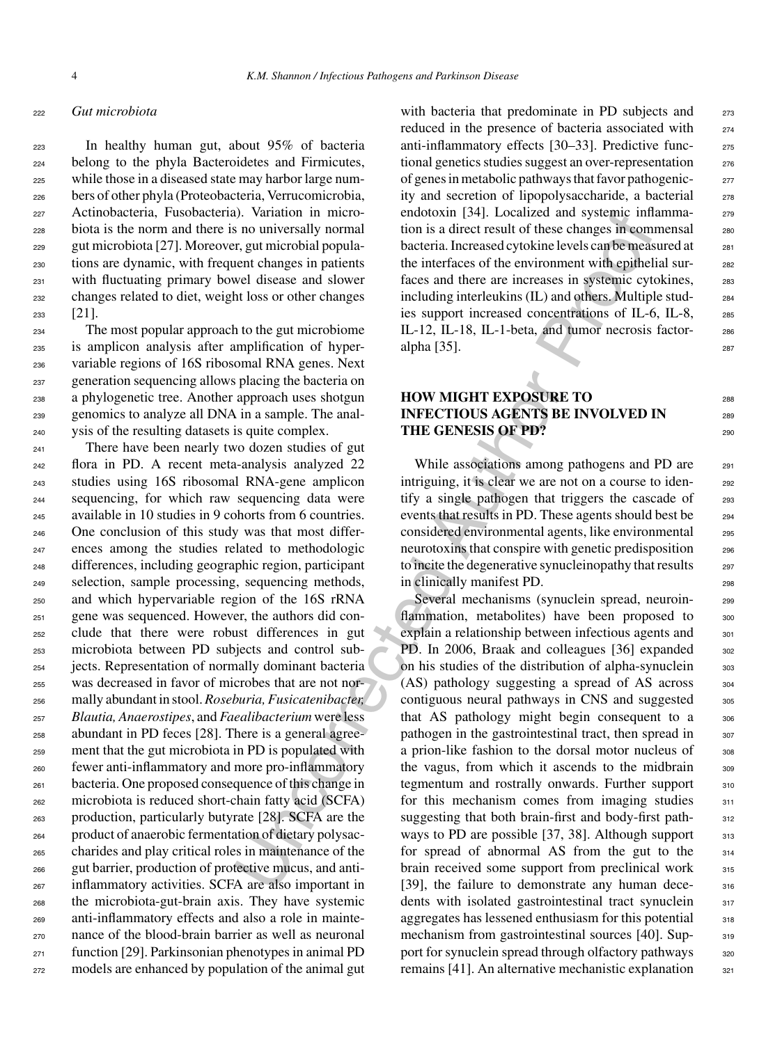### *Gut microbiota*

In healthy human gut, about 95% of bacteria belong to the phyla Bacteroidetes and Firmicutes, while those in a diseased state may harbor large numbers of other phyla (Proteobacteria, Verrucomicrobia, Actinobacteria, Fusobacteria). Variation in microbiota is the norm and there is no universally normal gut microbiota [27]. Moreover, gut microbial populations are dynamic, with frequent changes in patients with fluctuating primary bowel disease and slower changes related to diet, weight loss or other changes [21].

The most popular approach to the gut microbiome is amplicon analysis after amplification of hypervariable regions of 16S ribosomal RNA genes. Next generation sequencing allows placing the bacteria on a phylogenetic tree. Another approach uses shotgun genomics to analyze all DNA in a sample. The analysis of the resulting datasets is quite complex.

There have been nearly two dozen studies of gut flora in PD. A recent meta-analysis analyzed 22 studies using 16S ribosomal RNA-gene amplicon sequencing, for which raw sequencing data were available in 10 studies in 9 cohorts from 6 countries. One conclusion of this study was that most differences among the studies related to methodologic differences, including geographic region, participant selection, sample processing, sequencing methods, and which hypervariable region of the 16S rRNA gene was sequenced. However, the authors did conclude that there were robust differences in gut microbiota between PD subjects and control subjects. Representation of normally dominant bacteria was decreased in favor of microbes that are not normally abundant in stool. *Roseburia, Fusicatenibacter, Blautia, Anaerostipes*, and *Faealibacterium* were less abundant in PD feces [28]. There is a general agreement that the gut microbiota in PD is populated with fewer anti-inflammatory and more pro-inflammatory bacteria. One proposed consequence of this change in microbiota is reduced short-chain fatty acid (SCFA) production, particularly butyrate [28]. SCFA are the product of anaerobic fermentation of dietary polysaccharides and play critical roles in maintenance of the gut barrier, production of protective mucus, and anti-inflammatory activities. SCFA are also important in the microbiota-gut-brain axis. They have systemic anti-inflammatory effects and also a role in maintenance of the blood-brain barrier as well as neuronal function [29]. Parkinsonian phenotypes in animal PD models are enhanced by population of the animal gut with bacteria that predominate in PD subjects and reduced in the presence of bacteria associated with anti-inflammatory effects [30–33]. Predictive functional genetics studies suggest an over-representation of genes in metabolic pathways that favor pathogenicity and secretion of lipopolysaccharide, a bacterial endotoxin [34]. Localized and systemic inflammation is a direct result of these changes in commensal bacteria. Increased cytokine levels can be measured at the interfaces of the environment with epithelial surfaces and there are increases in systemic cytokines, including interleukins (IL) and others. Multiple studies support increased concentrations of IL-6, IL-8, IL-12, IL-18, IL-1-beta, and tumor necrosis factor-alpha [35].

## HOW MIGHT EXPOSURE TO INFECTIOUS AGENTS BE INVOLVED IN THE GENESIS OF PD?

While associations among pathogens and PD are intriguing, it is clear we are not on a course to identify a single pathogen that triggers the cascade of events that results in PD. These agents should best be considered environmental agents, like environmental neurotoxins that conspire with genetic predisposition to incite the degenerative synucleinopathy that results in clinically manifest PD.

Several mechanisms (synuclein spread, neuroinflammation, metabolites) have been proposed to explain a relationship between infectious agents and PD. In 2006, Braak and colleagues [36] expanded on his studies of the distribution of alpha-synuclein (AS) pathology suggesting a spread of AS across contiguous neural pathways in CNS and suggested that AS pathology might begin consequent to a pathogen in the gastrointestinal tract, then spread in a prion-like fashion to the dorsal motor nucleus of the vagus, from which it ascends to the midbrain tegmentum and rostrally onwards. Further support for this mechanism comes from imaging studies suggesting that both brain-first and body-first pathways to PD are possible [37, 38]. Although support for spread of abnormal AS from the gut to the brain received some support from preclinical work [39], the failure to demonstrate any human decedents with isolated gastrointestinal tract synuclein aggregates has lessened enthusiasm for this potential mechanism from gastrointestinal sources [40]. Support for synuclein spread through olfactory pathways remains [41]. An alternative mechanistic explanation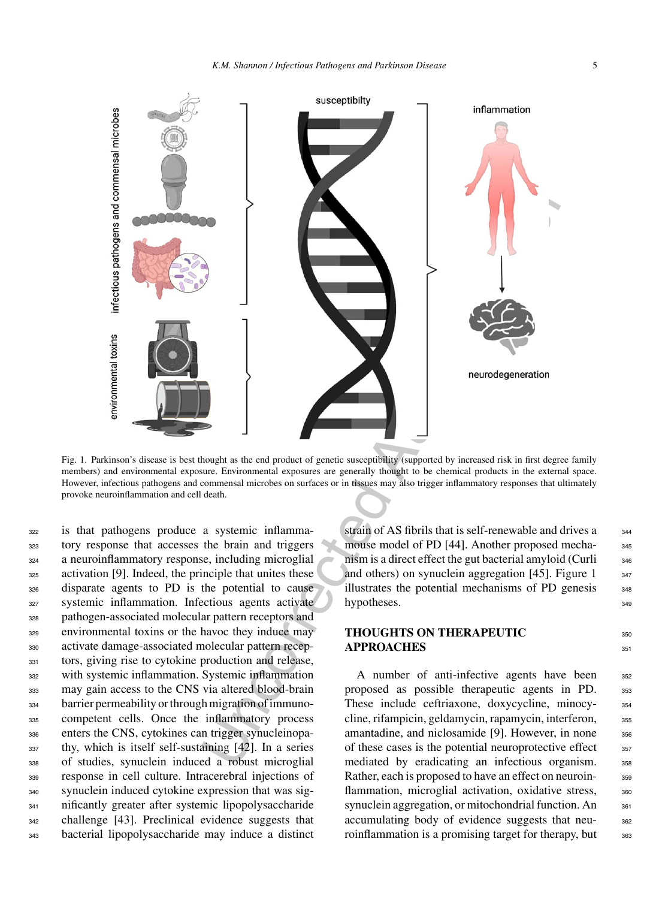Fig. 1. Parkinson's disease is best thought as the end product of genetic susceptibility (supported by increased risk in first degree family members) and environmental exposure. Environmental exposures are generally thought to be chemical products in the external space. However, infectious pathogens and commensal microbes on surfaces or in tissues may also trigger inflammatory responses that ultimately provoke neuroinflammation and cell death.

is that pathogens produce a systemic inflammatory response that accesses the brain and triggers a neuroinflammatory response, including microglial activation [9]. Indeed, the principle that unites these disparate agents to PD is the potential to cause systemic inflammation. Infectious agents activate pathogen-associated molecular pattern receptors and environmental toxins or the havoc they induce may activate damage-associated molecular pattern receptors, giving rise to cytokine production and release, with systemic inflammation. Systemic inflammation may gain access to the CNS via altered blood-brain barrier permeability or through migration of immunocompetent cells. Once the inflammatory process enters the CNS, cytokines can trigger synucleinopathy, which is itself self-sustaining [42]. In a series of studies, synuclein induced a robust microglial response in cell culture. Intracerebral injections of synuclein induced cytokine expression that was significantly greater after systemic lipopolysaccharide challenge [43]. Preclinical evidence suggests that bacterial lipopolysaccharide may induce a distinct strain of AS fibrils that is self-renewable and drives a mouse model of PD [44]. Another proposed mechanism is a direct effect the gut bacterial amyloid (Curli and others) on synuclein aggregation [45]. Figure 1 illustrates the potential mechanisms of PD genesis hypotheses.

## THOUGHTS ON THERAPEUTIC APPROACHES

A number of anti-infective agents have been proposed as possible therapeutic agents in PD. These include ceftriaxone, doxycycline, minocycline, rifampicin, geldamycin, rapamycin, interferon, amantadine, and niclosamide [9]. However, in none of these cases is the potential neuroprotective effect mediated by eradicating an infectious organism. Rather, each is proposed to have an effect on neuroinflammation, microglial activation, oxidative stress, synuclein aggregation, or mitochondrial function. An accumulating body of evidence suggests that neuroinflammation is a promising target for therapy, but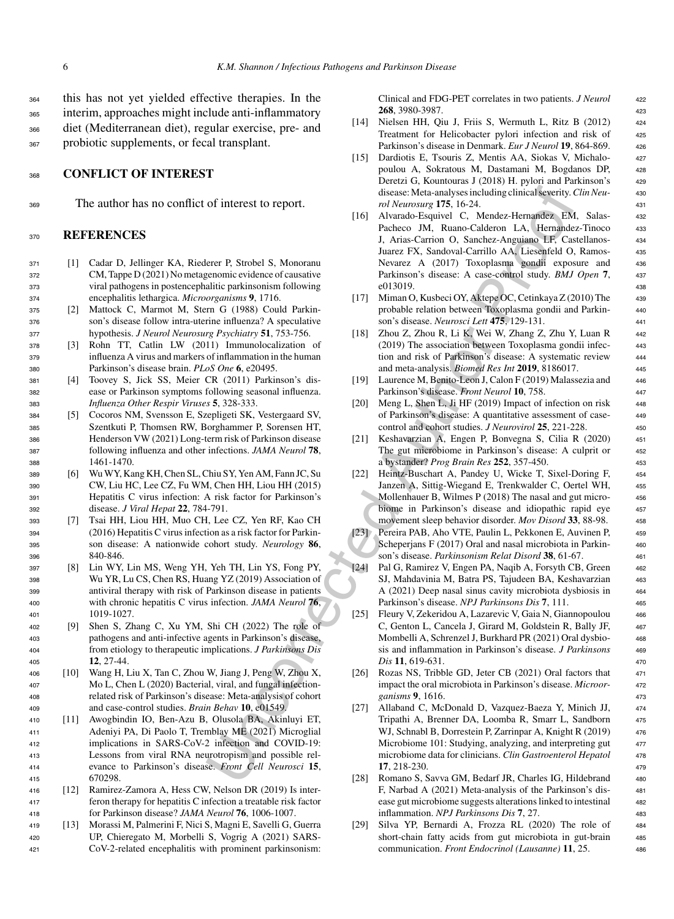this has not yet yielded effective therapies. In the interim, approaches might include anti-inflammatory diet (Mediterranean diet), regular exercise, pre- and probiotic supplements, or fecal transplant.

## CONFLICT OF INTEREST

The author has no conflict of interest to report.

## REFERENCES

[1] Cadar D, Jellinger KA, Riederer P, Strobel S, Monoranu CM, Tappe D (2021) No metagenomic evidence of causative viral pathogens in postencephalitic parkinsonism following encephalitis lethargica. *Microorganisms* **9**, 1716.

[2] Mattock C, Marmot M, Stern G (1988) Could Parkinson's disease follow intra-uterine influenza? A speculative hypothesis. *J Neurol Neurosurg Psychiatry* **51**, 753-756.

[3] Rohn TT, Catlin LW (2011) Immunolocalization of influenza A virus and markers of inflammation in the human Parkinson's disease brain. *PLoS One* **6**, e20495.

[4] Toovey S, Jick SS, Meier CR (2011) Parkinson's disease or Parkinson symptoms following seasonal influenza. *Influenza Other Respir Viruses* **5**, 328-333.

[5] Cocoros NM, Svensson E, Szepligeti SK, Vestergaard SV, Szentkuti P, Thomsen RW, Borghammer P, Sorensen HT, Henderson VW (2021) Long-term risk of Parkinson disease following influenza and other infections. *JAMA Neurol* **78**, 1461-1470.

[6] Wu WY, Kang KH, Chen SL, Chiu SY, Yen AM, Fann JC, Su CW, Liu HC, Lee CZ, Fu WM, Chen HH, Liou HH (2015) Hepatitis C virus infection: A risk factor for Parkinson's disease. *J Viral Hepat* **22**, 784-791.

[7] Tsai HH, Liou HH, Muo CH, Lee CZ, Yen RF, Kao CH (2016) Hepatitis C virus infection as a risk factor for Parkinson disease: A nationwide cohort study. *Neurology* **86**, 840-846.

[8] Lin WY, Lin MS, Weng YH, Yeh TH, Lin YS, Fong PY, Wu YR, Lu CS, Chen RS, Huang YZ (2019) Association of antiviral therapy with risk of Parkinson disease in patients with chronic hepatitis C virus infection. *JAMA Neurol* **76**, 1019-1027.

[9] Shen S, Zhang C, Xu YM, Shi CH (2022) The role of pathogens and anti-infective agents in Parkinson's disease, from etiology to therapeutic implications. *J Parkinsons Dis* **12**, 27-44.

[10] Wang H, Liu X, Tan C, Zhou W, Jiang J, Peng W, Zhou X, Mo L, Chen L (2020) Bacterial, viral, and fungal infection-related risk of Parkinson's disease: Meta-analysis of cohort and case-control studies. *Brain Behav* **10**, e01549.

[11] Awogbindin IO, Ben-Azu B, Olusola BA, Akinluyi ET, Adeniyi PA, Di Paolo T, Tremblay ME (2021) Microglial implications in SARS-CoV-2 infection and COVID-19: Lessons from viral RNA neurotropism and possible relevance to Parkinson's disease. *Front Cell Neurosci* **15**, 670298.

[12] Ramirez-Zamora A, Hess CW, Nelson DR (2019) Is interferon therapy for hepatitis C infection a treatable risk factor for Parkinson disease? *JAMA Neurol* **76**, 1006-1007.

[13] Morassi M, Palmerini F, Nici S, Magni E, Savelli G, Guerra UP, Chieregato M, Morbelli S, Vogrig A (2021) SARS-CoV-2-related encephalitis with prominent parkinsonism: Clinical and FDG-PET correlates in two patients. *J Neurol* **268**, 3980-3987.

[14] Nielsen HH, Qiu J, Friis S, Wermuth L, Ritz B (2012) Treatment for Helicobacter pylori infection and risk of Parkinson's disease in Denmark. *Eur J Neurol* **19**, 864-869.

[15] Dardiotis E, Tsouris Z, Mentis AA, Siokas V, Michalopoulou A, Sokratous M, Dastamani M, Bogdanos DP, Deretzi G, Kountouras J (2018) H. pylori and Parkinson's disease: Meta-analyses including clinical severity. *Clin Neurol Neurosurg* **175**, 16-24.

[16] Alvarado-Esquivel C, Mendez-Hernandez EM, Salas-Pacheco JM, Ruano-Calderon LA, Hernandez-Tinoco J, Arias-Carrion O, Sanchez-Anguiano LF, Castellanos-Juarez FX, Sandoval-Carrillo AA, Liesenfeld O, Ramos-Nevarez A (2017) Toxoplasma gondii exposure and Parkinson's disease: A case-control study. *BMJ Open* **7**, e013019.

[17] Miman O, Kusbeci OY, Aktepe OC, Cetinkaya Z (2010) The probable relation between Toxoplasma gondii and Parkinson's disease. *Neurosci Lett* **475**, 129-131.

[18] Zhou Z, Zhou R, Li K, Wei W, Zhang Z, Zhu Y, Luan R (2019) The association between Toxoplasma gondii infection and risk of Parkinson's disease: A systematic review and meta-analysis. *Biomed Res Int* **2019**, 8186017.

[19] Laurence M, Benito-Leon J, Calon F (2019) Malassezia and Parkinson's disease. *Front Neurol* **10**, 758.

[20] Meng L, Shen L, Ji HF (2019) Impact of infection on risk of Parkinson's disease: A quantitative assessment of case-control and cohort studies. *J Neurovirol* **25**, 221-228.

[21] Keshavarzian A, Engen P, Bonvegna S, Cilia R (2020) The gut microbiome in Parkinson's disease: A culprit or a bystander? *Prog Brain Res* **252**, 357-450.

[22] Heintz-Buschart A, Pandey U, Wicke T, Sixel-Doring F, Janzen A, Sittig-Wiegand E, Trenkwalder C, Oertel WH, Mollenhauer B, Wilmes P (2018) The nasal and gut microbiome in Parkinson's disease and idiopathic rapid eye movement sleep behavior disorder. *Mov Disord* **33**, 88-98.

[23] Pereira PAB, Aho VTE, Paulin L, Pekkonen E, Auvinen P, Scheperjans F (2017) Oral and nasal microbiota in Parkinson's disease. *Parkinsonism Relat Disord* **38**, 61-67.

[24] Pal G, Ramirez V, Engen PA, Naqib A, Forsyth CB, Green SJ, Mahdavinia M, Batra PS, Tajudeen BA, Keshavarzian A (2021) Deep nasal sinus cavity microbiota dysbiosis in Parkinson's disease. *NPJ Parkinsons Dis* **7**, 111.

[25] Fleury V, Zekeridou A, Lazarevic V, Gaia N, Giannopoulou C, Genton L, Cancela J, Girard M, Goldstein R, Bally JF, Mombelli A, Schrenzel J, Burkhard PR (2021) Oral dysbiosis and inflammation in Parkinson's disease. *J Parkinsons Dis* **11**, 619-631.

[26] Rozas NS, Tribble GD, Jeter CB (2021) Oral factors that impact the oral microbiota in Parkinson's disease. *Microorganisms* **9**, 1616.

[27] Allaband C, McDonald D, Vazquez-Baeza Y, Minich JJ, Tripathi A, Brenner DA, Loomba R, Smarr L, Sandborn WJ, Schnabl B, Dorrestein P, Zarrinpar A, Knight R (2019) Microbiome 101: Studying, analyzing, and interpreting gut microbiome data for clinicians. *Clin Gastroenterol Hepatol* **17**, 218-230.

[28] Romano S, Savva GM, Bedarf JR, Charles IG, Hildebrand F, Narbad A (2021) Meta-analysis of the Parkinson's disease gut microbiome suggests alterations linked to intestinal inflammation. *NPJ Parkinsons Dis* **7**, 27.

[29] Silva YP, Bernardi A, Frozza RL (2020) The role of short-chain fatty acids from gut microbiota in gut-brain communication. *Front Endocrinol (Lausanne)* **11**, 25.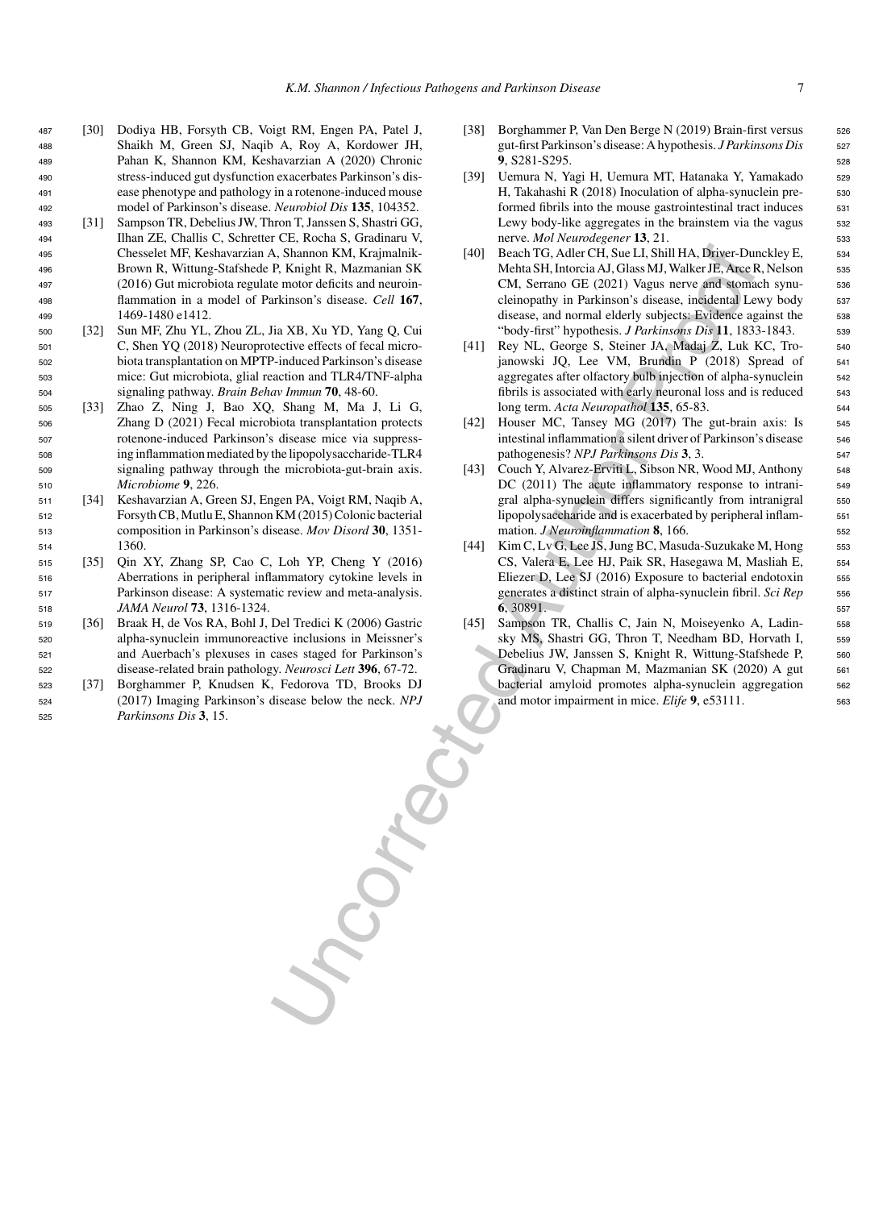[30] Dodiya HB, Forsyth CB, Voigt RM, Engen PA, Patel J, Shaikh M, Green SJ, Naqib A, Roy A, Kordower JH, Pahan K, Shannon KM, Keshavarzian A (2020) Chronic stress-induced gut dysfunction exacerbates Parkinson's disease phenotype and pathology in a rotenone-induced mouse model of Parkinson's disease. *Neurobiol Dis* **135**, 104352.

[31] Sampson TR, Debelius JW, Thron T, Janssen S, Shastri GG, Ilhan ZE, Challis C, Schretter CE, Rocha S, Gradinaru V, Chesselet MF, Keshavarzian A, Shannon KM, Krajmalnik-Brown R, Wittung-Stafshede P, Knight R, Mazmanian SK (2016) Gut microbiota regulate motor deficits and neuroinflammation in a model of Parkinson's disease. *Cell* **167**, 1469-1480 e1412.

[32] Sun MF, Zhu YL, Zhou ZL, Jia XB, Xu YD, Yang Q, Cui C, Shen YQ (2018) Neuroprotective effects of fecal microbiota transplantation on MPTP-induced Parkinson's disease mice: Gut microbiota, glial reaction and TLR4/TNF-alpha signaling pathway. *Brain Behav Immun* **70**, 48-60.

[33] Zhao Z, Ning J, Bao XQ, Shang M, Ma J, Li G, Zhang D (2021) Fecal microbiota transplantation protects rotenone-induced Parkinson's disease mice via suppressing inflammation mediated by the lipopolysaccharide-TLR4 signaling pathway through the microbiota-gut-brain axis. *Microbiome* **9**, 226.

[34] Keshavarzian A, Green SJ, Engen PA, Voigt RM, Naqib A, Forsyth CB, Mutlu E, Shannon KM (2015) Colonic bacterial composition in Parkinson's disease. *Mov Disord* **30**, 1351-1360.

[35] Qin XY, Zhang SP, Cao C, Loh YP, Cheng Y (2016) Aberrations in peripheral inflammatory cytokine levels in Parkinson disease: A systematic review and meta-analysis. *JAMA Neurol* **73**, 1316-1324.

[36] Braak H, de Vos RA, Bohl J, Del Tredici K (2006) Gastric alpha-synuclein immunoreactive inclusions in Meissner's and Auerbach's plexuses in cases staged for Parkinson's disease-related brain pathology. *Neurosci Lett* **396**, 67-72.

[37] Borghammer P, Knudsen K, Fedorova TD, Brooks DJ (2017) Imaging Parkinson's disease below the neck. *NPJ Parkinsons Dis* **3**, 15.

[38] Borghammer P, Van Den Berge N (2019) Brain-first versus gut-first Parkinson's disease: A hypothesis. *J Parkinsons Dis* **9**, S281-S295.

[39] Uemura N, Yagi H, Uemura MT, Hatanaka Y, Yamakado H, Takahashi R (2018) Inoculation of alpha-synuclein preformed fibrils into the mouse gastrointestinal tract induces Lewy body-like aggregates in the brainstem via the vagus nerve. *Mol Neurodegener* **13**, 21.

[40] Beach TG, Adler CH, Sue LI, Shill HA, Driver-Dunckley E, Mehta SH, Intorcia AJ, Glass MJ, Walker JE, Arce R, Nelson CM, Serrano GE (2021) Vagus nerve and stomach synucleinopathy in Parkinson's disease, incidental Lewy body disease, and normal elderly subjects: Evidence against the "body-first" hypothesis. *J Parkinsons Dis* **11**, 1833-1843.

[41] Rey NL, George S, Steiner JA, Madaj Z, Luk KC, Trojanowski JQ, Lee VM, Brundin P (2018) Spread of aggregates after olfactory bulb injection of alpha-synuclein fibrils is associated with early neuronal loss and is reduced long term. *Acta Neuropathol* **135**, 65-83.

[42] Houser MC, Tansey MG (2017) The gut-brain axis: Is intestinal inflammation a silent driver of Parkinson's disease pathogenesis? *NPJ Parkinsons Dis* **3**, 3.

[43] Couch Y, Alvarez-Erviti L, Sibson NR, Wood MJ, Anthony DC (2011) The acute inflammatory response to intranigral alpha-synuclein differs significantly from intranigral lipopolysaccharide and is exacerbated by peripheral inflammation. *J Neuroinflammation* **8**, 166.

[44] Kim C, Lv G, Lee JS, Jung BC, Masuda-Suzukake M, Hong CS, Valera E, Lee HJ, Paik SR, Hasegawa M, Masliah E, Eliezer D, Lee SJ (2016) Exposure to bacterial endotoxin generates a distinct strain of alpha-synuclein fibril. *Sci Rep* **6**, 30891.

[45] Sampson TR, Challis C, Jain N, Moiseyenko A, Ladinsky MS, Shastri GG, Thron T, Needham BD, Horvath I, Debelius JW, Janssen S, Knight R, Wittung-Stafshede P, Gradinaru V, Chapman M, Mazmanian SK (2020) A gut bacterial amyloid promotes alpha-synuclein aggregation and motor impairment in mice. *Elife* **9**, e53111.